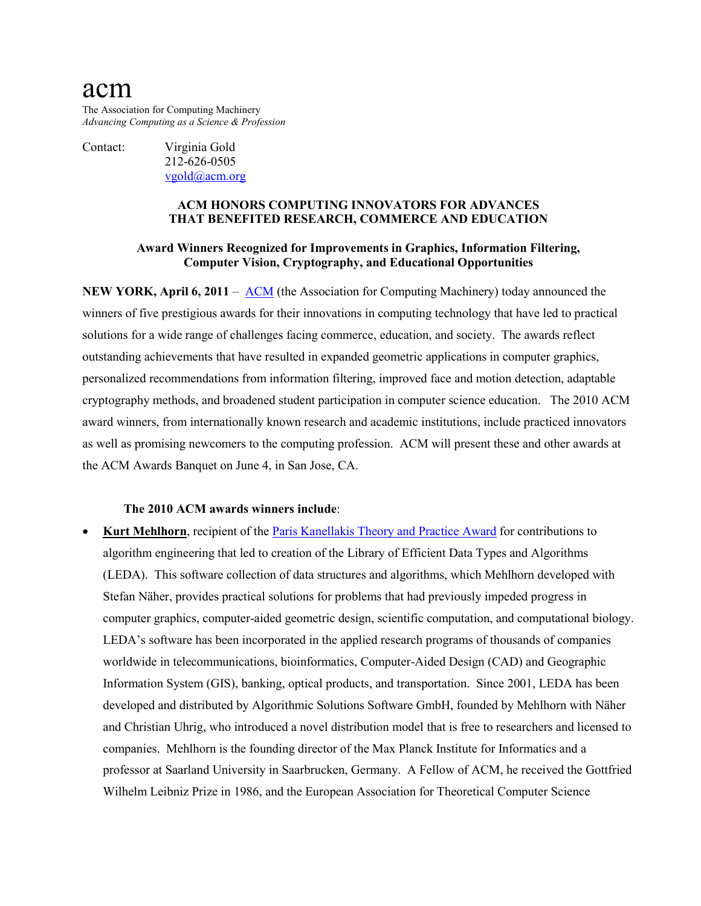# acm

The Association for Computing Machinery
*Advancing Computing as a Science & Profession*

Contact: Virginia Gold
212-626-0505
vgold@acm.org

**ACM HONORS COMPUTING INNOVATORS FOR ADVANCES THAT BENEFITED RESEARCH, COMMERCE AND EDUCATION**

**Award Winners Recognized for Improvements in Graphics, Information Filtering, Computer Vision, Cryptography, and Educational Opportunities**

**NEW YORK, April 6, 2011** – ACM (the Association for Computing Machinery) today announced the winners of five prestigious awards for their innovations in computing technology that have led to practical solutions for a wide range of challenges facing commerce, education, and society. The awards reflect outstanding achievements that have resulted in expanded geometric applications in computer graphics, personalized recommendations from information filtering, improved face and motion detection, adaptable cryptography methods, and broadened student participation in computer science education. The 2010 ACM award winners, from internationally known research and academic institutions, include practiced innovators as well as promising newcomers to the computing profession. ACM will present these and other awards at the ACM Awards Banquet on June 4, in San Jose, CA.

**The 2010 ACM awards winners include**:

- **Kurt Mehlhorn**, recipient of the Paris Kanellakis Theory and Practice Award for contributions to algorithm engineering that led to creation of the Library of Efficient Data Types and Algorithms (LEDA). This software collection of data structures and algorithms, which Mehlhorn developed with Stefan Näher, provides practical solutions for problems that had previously impeded progress in computer graphics, computer-aided geometric design, scientific computation, and computational biology. LEDA's software has been incorporated in the applied research programs of thousands of companies worldwide in telecommunications, bioinformatics, Computer-Aided Design (CAD) and Geographic Information System (GIS), banking, optical products, and transportation. Since 2001, LEDA has been developed and distributed by Algorithmic Solutions Software GmbH, founded by Mehlhorn with Näher and Christian Uhrig, who introduced a novel distribution model that is free to researchers and licensed to companies. Mehlhorn is the founding director of the Max Planck Institute for Informatics and a professor at Saarland University in Saarbrucken, Germany. A Fellow of ACM, he received the Gottfried Wilhelm Leibniz Prize in 1986, and the European Association for Theoretical Computer Science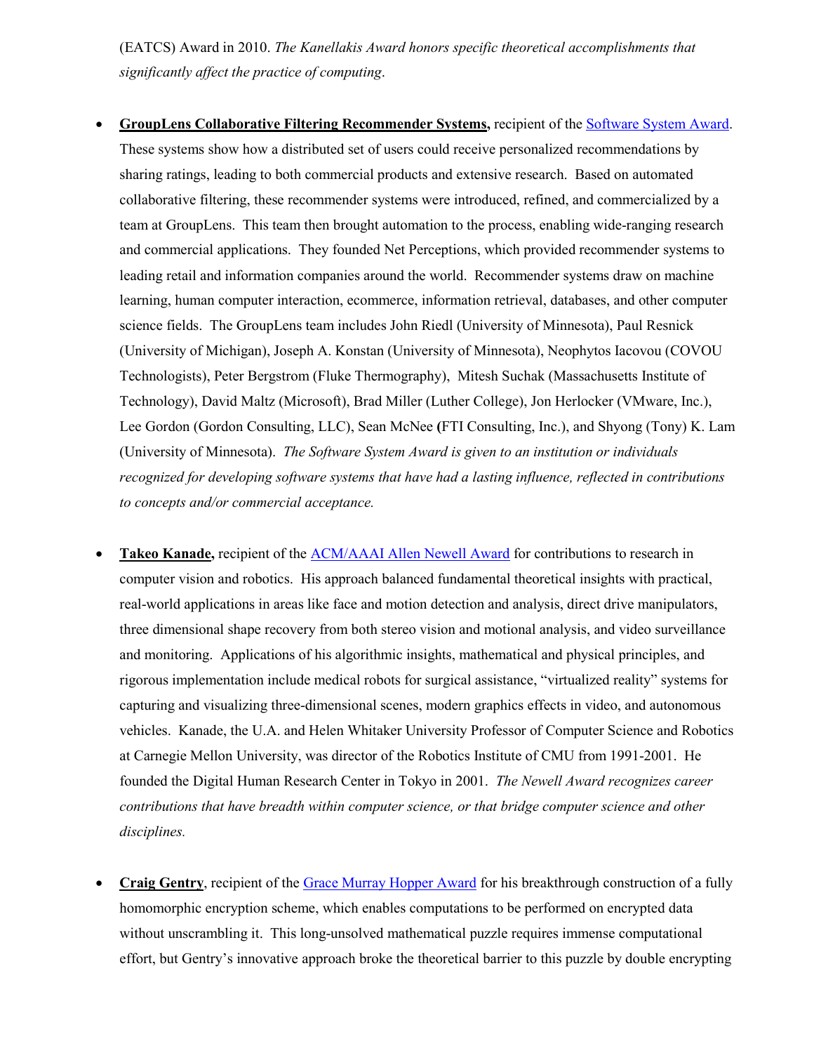(EATCS) Award in 2010. *The Kanellakis Award honors specific theoretical accomplishments that significantly affect the practice of computing*.

- **GroupLens Collaborative Filtering Recommender Systems,** recipient of the Software System Award. These systems show how a distributed set of users could receive personalized recommendations by sharing ratings, leading to both commercial products and extensive research. Based on automated collaborative filtering, these recommender systems were introduced, refined, and commercialized by a team at GroupLens. This team then brought automation to the process, enabling wide-ranging research and commercial applications. They founded Net Perceptions, which provided recommender systems to leading retail and information companies around the world. Recommender systems draw on machine learning, human computer interaction, ecommerce, information retrieval, databases, and other computer science fields. The GroupLens team includes John Riedl (University of Minnesota), Paul Resnick (University of Michigan), Joseph A. Konstan (University of Minnesota), Neophytos Iacovou (COVOU Technologists), Peter Bergstrom (Fluke Thermography), Mitesh Suchak (Massachusetts Institute of Technology), David Maltz (Microsoft), Brad Miller (Luther College), Jon Herlocker (VMware, Inc.), Lee Gordon (Gordon Consulting, LLC), Sean McNee (FTI Consulting, Inc.), and Shyong (Tony) K. Lam (University of Minnesota). *The Software System Award is given to an institution or individuals recognized for developing software systems that have had a lasting influence, reflected in contributions to concepts and/or commercial acceptance.*

- **Takeo Kanade,** recipient of the ACM/AAAI Allen Newell Award for contributions to research in computer vision and robotics. His approach balanced fundamental theoretical insights with practical, real-world applications in areas like face and motion detection and analysis, direct drive manipulators, three dimensional shape recovery from both stereo vision and motional analysis, and video surveillance and monitoring. Applications of his algorithmic insights, mathematical and physical principles, and rigorous implementation include medical robots for surgical assistance, "virtualized reality" systems for capturing and visualizing three-dimensional scenes, modern graphics effects in video, and autonomous vehicles. Kanade, the U.A. and Helen Whitaker University Professor of Computer Science and Robotics at Carnegie Mellon University, was director of the Robotics Institute of CMU from 1991-2001. He founded the Digital Human Research Center in Tokyo in 2001. *The Newell Award recognizes career contributions that have breadth within computer science, or that bridge computer science and other disciplines.*

- **Craig Gentry**, recipient of the Grace Murray Hopper Award for his breakthrough construction of a fully homomorphic encryption scheme, which enables computations to be performed on encrypted data without unscrambling it. This long-unsolved mathematical puzzle requires immense computational effort, but Gentry's innovative approach broke the theoretical barrier to this puzzle by double encrypting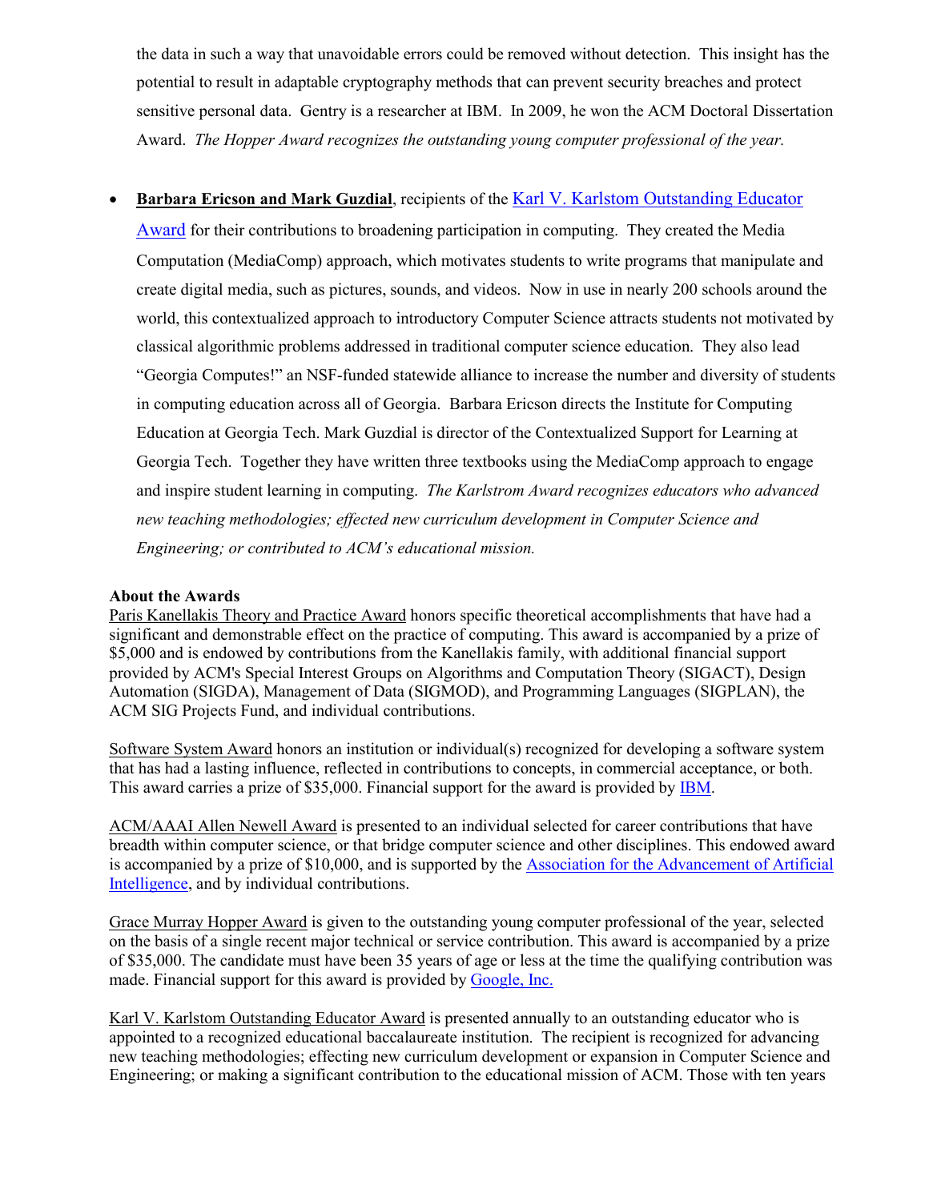the data in such a way that unavoidable errors could be removed without detection. This insight has the potential to result in adaptable cryptography methods that can prevent security breaches and protect sensitive personal data. Gentry is a researcher at IBM. In 2009, he won the ACM Doctoral Dissertation Award. *The Hopper Award recognizes the outstanding young computer professional of the year.*

- **Barbara Ericson and Mark Guzdial**, recipients of the Karl V. Karlstom Outstanding Educator Award for their contributions to broadening participation in computing. They created the Media Computation (MediaComp) approach, which motivates students to write programs that manipulate and create digital media, such as pictures, sounds, and videos. Now in use in nearly 200 schools around the world, this contextualized approach to introductory Computer Science attracts students not motivated by classical algorithmic problems addressed in traditional computer science education. They also lead "Georgia Computes!" an NSF-funded statewide alliance to increase the number and diversity of students in computing education across all of Georgia. Barbara Ericson directs the Institute for Computing Education at Georgia Tech. Mark Guzdial is director of the Contextualized Support for Learning at Georgia Tech. Together they have written three textbooks using the MediaComp approach to engage and inspire student learning in computing. *The Karlstrom Award recognizes educators who advanced new teaching methodologies; effected new curriculum development in Computer Science and Engineering; or contributed to ACM's educational mission.*

**About the Awards**

Paris Kanellakis Theory and Practice Award honors specific theoretical accomplishments that have had a significant and demonstrable effect on the practice of computing. This award is accompanied by a prize of $5,000 and is endowed by contributions from the Kanellakis family, with additional financial support provided by ACM's Special Interest Groups on Algorithms and Computation Theory (SIGACT), Design Automation (SIGDA), Management of Data (SIGMOD), and Programming Languages (SIGPLAN), the ACM SIG Projects Fund, and individual contributions.

Software System Award honors an institution or individual(s) recognized for developing a software system that has had a lasting influence, reflected in contributions to concepts, in commercial acceptance, or both. This award carries a prize of $35,000. Financial support for the award is provided by IBM.

ACM/AAAI Allen Newell Award is presented to an individual selected for career contributions that have breadth within computer science, or that bridge computer science and other disciplines. This endowed award is accompanied by a prize of $10,000, and is supported by the Association for the Advancement of Artificial Intelligence, and by individual contributions.

Grace Murray Hopper Award is given to the outstanding young computer professional of the year, selected on the basis of a single recent major technical or service contribution. This award is accompanied by a prize of $35,000. The candidate must have been 35 years of age or less at the time the qualifying contribution was made. Financial support for this award is provided by Google, Inc.

Karl V. Karlstom Outstanding Educator Award is presented annually to an outstanding educator who is appointed to a recognized educational baccalaureate institution. The recipient is recognized for advancing new teaching methodologies; effecting new curriculum development or expansion in Computer Science and Engineering; or making a significant contribution to the educational mission of ACM. Those with ten years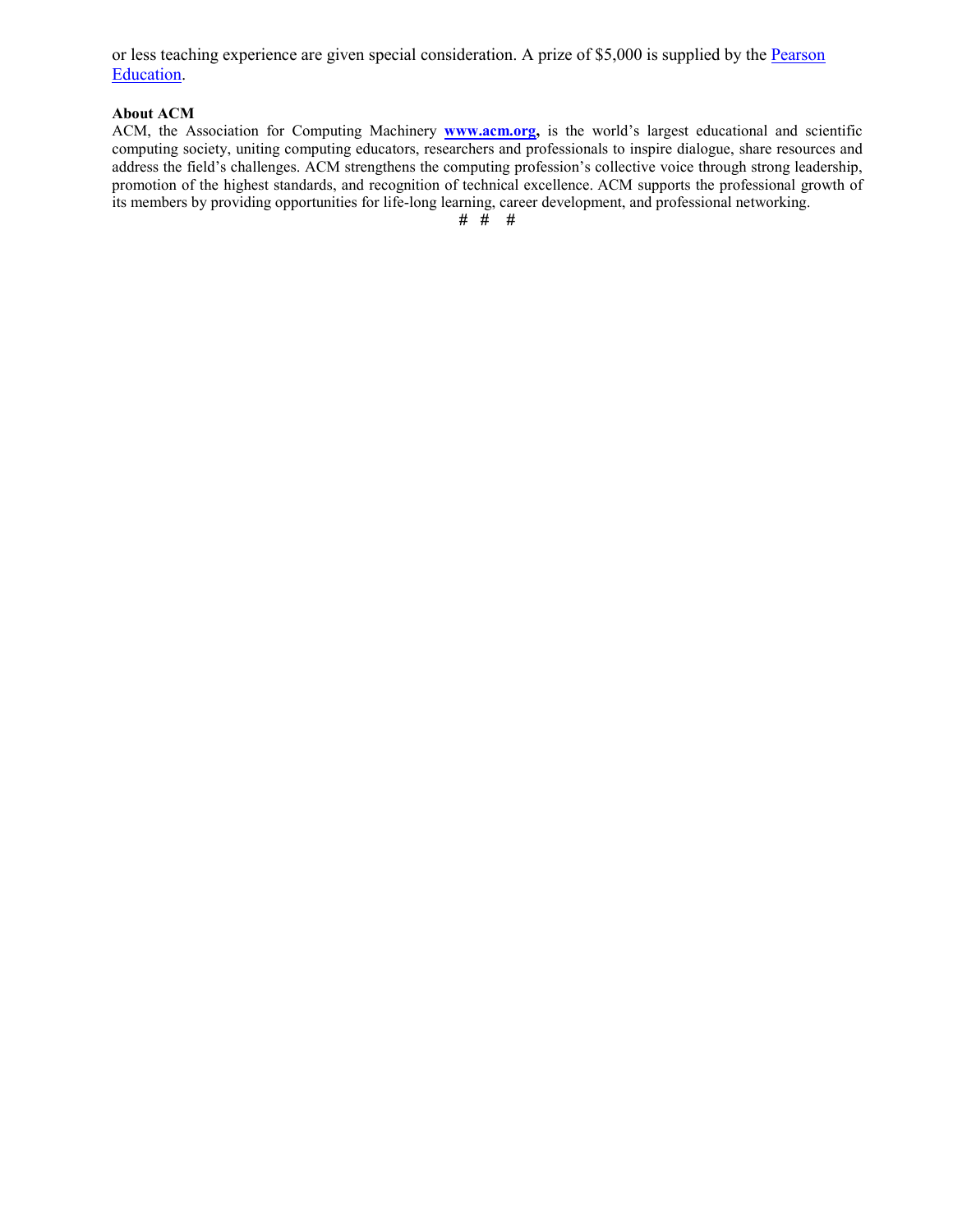or less teaching experience are given special consideration. A prize of $5,000 is supplied by the Pearson Education.

**About ACM**

ACM, the Association for Computing Machinery **www.acm.org**, is the world's largest educational and scientific computing society, uniting computing educators, researchers and professionals to inspire dialogue, share resources and address the field's challenges. ACM strengthens the computing profession's collective voice through strong leadership, promotion of the highest standards, and recognition of technical excellence. ACM supports the professional growth of its members by providing opportunities for life-long learning, career development, and professional networking.

# # #